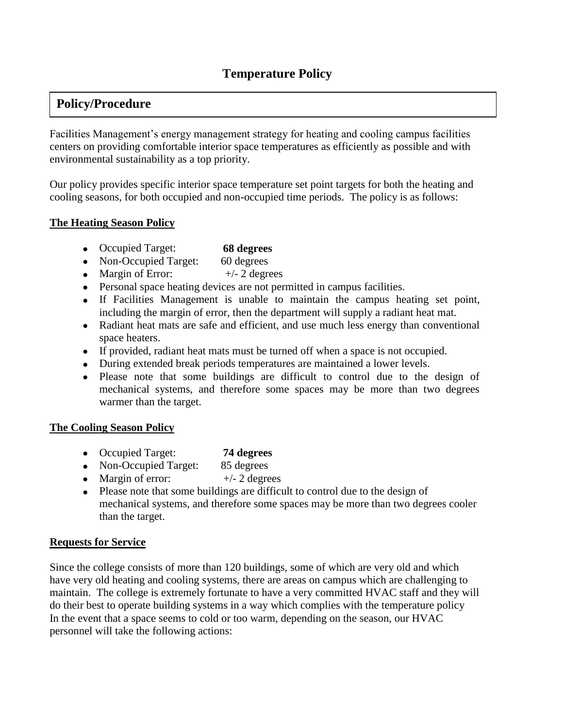# Temperature Policy

## Policy/Procedure

Facilities Management's energy management strategy for heating and cooling campus facilities centers on providing comfortable interior space temperatures as efficiently as possible and with environmental sustainability as a top priority.

Our policy provides specific interior space temperature set point targets for both the heating and cooling seasons, for both occupied and non-occupied time periods. The policy is as follows:

### The Heating Season Policy

- Occupied Target: **68 degrees**
- Non-Occupied Target: 60 degrees
- Margin of Error: +/- 2 degrees
- Personal space heating devices are not permitted in campus facilities.
- If Facilities Management is unable to maintain the campus heating set point, including the margin of error, then the department will supply a radiant heat mat.
- Radiant heat mats are safe and efficient, and use much less energy than conventional space heaters.
- If provided, radiant heat mats must be turned off when a space is not occupied.
- During extended break periods temperatures are maintained a lower levels.
- Please note that some buildings are difficult to control due to the design of mechanical systems, and therefore some spaces may be more than two degrees warmer than the target.

### The Cooling Season Policy

- Occupied Target: **74 degrees**
- Non-Occupied Target: 85 degrees
- Margin of error: +/- 2 degrees
- Please note that some buildings are difficult to control due to the design of mechanical systems, and therefore some spaces may be more than two degrees cooler than the target.

### Requests for Service

Since the college consists of more than 120 buildings, some of which are very old and which have very old heating and cooling systems, there are areas on campus which are challenging to maintain. The college is extremely fortunate to have a very committed HVAC staff and they will do their best to operate building systems in a way which complies with the temperature policy In the event that a space seems to cold or too warm, depending on the season, our HVAC personnel will take the following actions: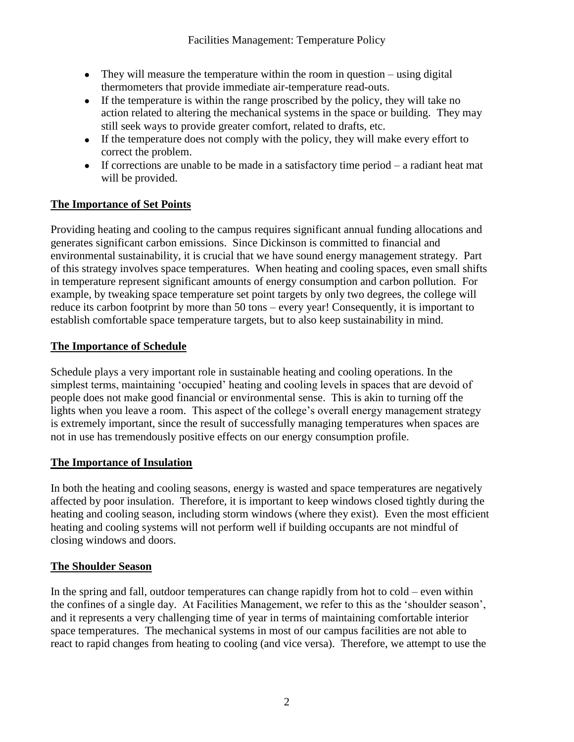- They will measure the temperature within the room in question – using digital thermometers that provide immediate air-temperature read-outs.
- If the temperature is within the range proscribed by the policy, they will take no action related to altering the mechanical systems in the space or building. They may still seek ways to provide greater comfort, related to drafts, etc.
- If the temperature does not comply with the policy, they will make every effort to correct the problem.
- If corrections are unable to be made in a satisfactory time period – a radiant heat mat will be provided.

## The Importance of Set Points

Providing heating and cooling to the campus requires significant annual funding allocations and generates significant carbon emissions. Since Dickinson is committed to financial and environmental sustainability, it is crucial that we have sound energy management strategy. Part of this strategy involves space temperatures. When heating and cooling spaces, even small shifts in temperature represent significant amounts of energy consumption and carbon pollution. For example, by tweaking space temperature set point targets by only two degrees, the college will reduce its carbon footprint by more than 50 tons – every year! Consequently, it is important to establish comfortable space temperature targets, but to also keep sustainability in mind.

## The Importance of Schedule

Schedule plays a very important role in sustainable heating and cooling operations. In the simplest terms, maintaining 'occupied' heating and cooling levels in spaces that are devoid of people does not make good financial or environmental sense. This is akin to turning off the lights when you leave a room. This aspect of the college's overall energy management strategy is extremely important, since the result of successfully managing temperatures when spaces are not in use has tremendously positive effects on our energy consumption profile.

## The Importance of Insulation

In both the heating and cooling seasons, energy is wasted and space temperatures are negatively affected by poor insulation. Therefore, it is important to keep windows closed tightly during the heating and cooling season, including storm windows (where they exist). Even the most efficient heating and cooling systems will not perform well if building occupants are not mindful of closing windows and doors.

## The Shoulder Season

In the spring and fall, outdoor temperatures can change rapidly from hot to cold – even within the confines of a single day. At Facilities Management, we refer to this as the 'shoulder season', and it represents a very challenging time of year in terms of maintaining comfortable interior space temperatures. The mechanical systems in most of our campus facilities are not able to react to rapid changes from heating to cooling (and vice versa). Therefore, we attempt to use the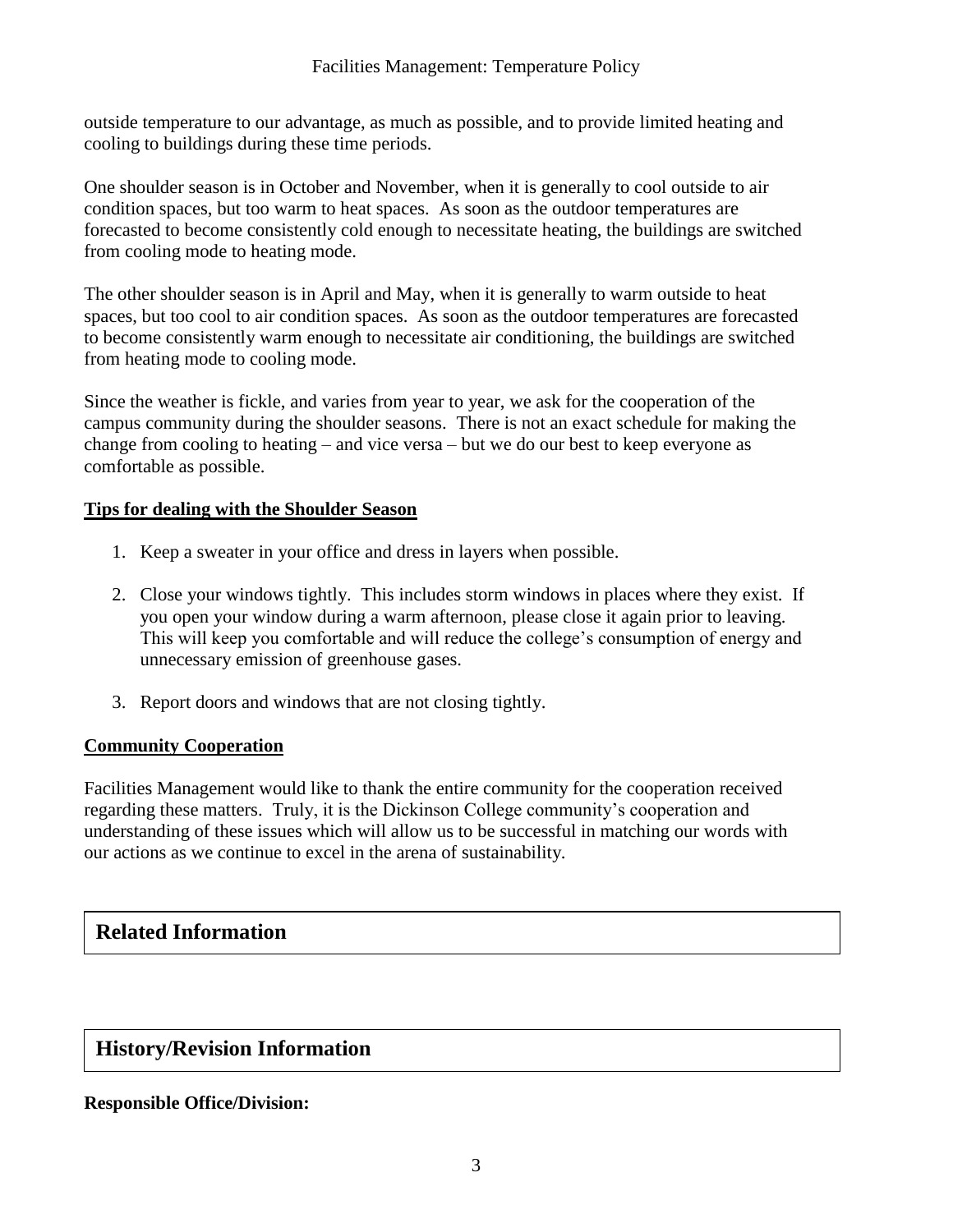outside temperature to our advantage, as much as possible, and to provide limited heating and cooling to buildings during these time periods.

One shoulder season is in October and November, when it is generally to cool outside to air condition spaces, but too warm to heat spaces. As soon as the outdoor temperatures are forecasted to become consistently cold enough to necessitate heating, the buildings are switched from cooling mode to heating mode.

The other shoulder season is in April and May, when it is generally to warm outside to heat spaces, but too cool to air condition spaces. As soon as the outdoor temperatures are forecasted to become consistently warm enough to necessitate air conditioning, the buildings are switched from heating mode to cooling mode.

Since the weather is fickle, and varies from year to year, we ask for the cooperation of the campus community during the shoulder seasons. There is not an exact schedule for making the change from cooling to heating – and vice versa – but we do our best to keep everyone as comfortable as possible.

**Tips for dealing with the Shoulder Season**

1. Keep a sweater in your office and dress in layers when possible.
2. Close your windows tightly. This includes storm windows in places where they exist. If you open your window during a warm afternoon, please close it again prior to leaving. This will keep you comfortable and will reduce the college's consumption of energy and unnecessary emission of greenhouse gases.
3. Report doors and windows that are not closing tightly.

**Community Cooperation**

Facilities Management would like to thank the entire community for the cooperation received regarding these matters. Truly, it is the Dickinson College community's cooperation and understanding of these issues which will allow us to be successful in matching our words with our actions as we continue to excel in the arena of sustainability.

## Related Information

## History/Revision Information

**Responsible Office/Division:**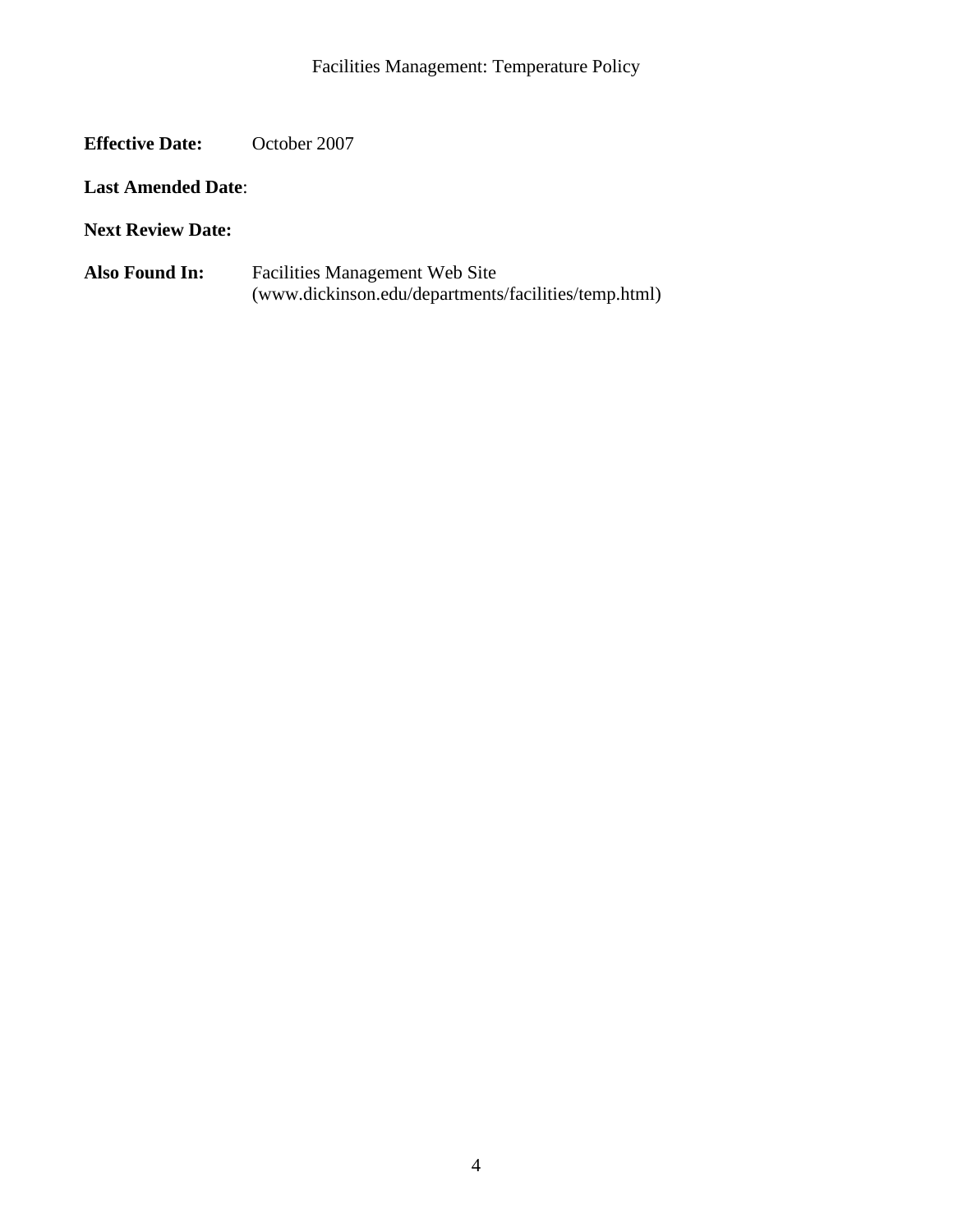**Effective Date:** October 2007

**Last Amended Date**:

**Next Review Date:**

**Also Found In:** Facilities Management Web Site (www.dickinson.edu/departments/facilities/temp.html)